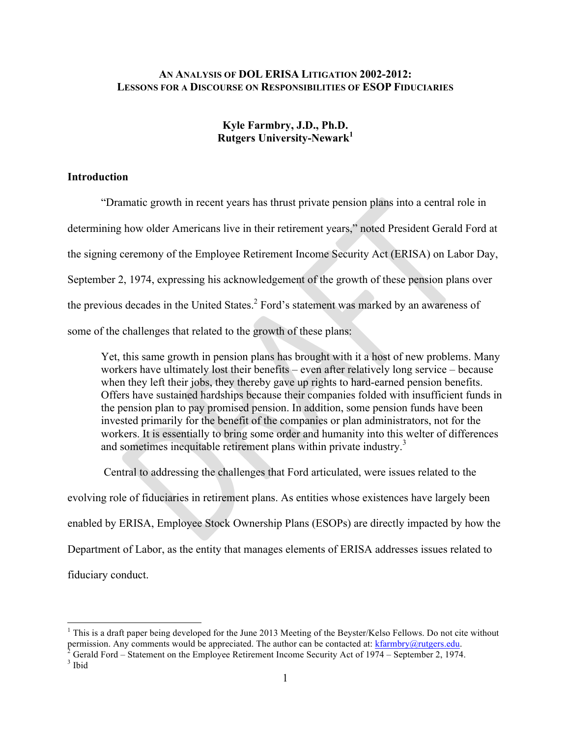# AN ANALYSIS OF DOL ERISA LITIGATION 2002-2012: LESSONS FOR A DISCOURSE ON RESPONSIBILITIES OF ESOP FIDUCIARIES

**Kyle Farmbry, J.D., Ph.D.**
**Rutgers University-Newark[1]**

## Introduction

"Dramatic growth in recent years has thrust private pension plans into a central role in determining how older Americans live in their retirement years," noted President Gerald Ford at the signing ceremony of the Employee Retirement Income Security Act (ERISA) on Labor Day, September 2, 1974, expressing his acknowledgement of the growth of these pension plans over the previous decades in the United States.[2] Ford's statement was marked by an awareness of some of the challenges that related to the growth of these plans:

> Yet, this same growth in pension plans has brought with it a host of new problems. Many workers have ultimately lost their benefits – even after relatively long service – because when they left their jobs, they thereby gave up rights to hard-earned pension benefits. Offers have sustained hardships because their companies folded with insufficient funds in the pension plan to pay promised pension. In addition, some pension funds have been invested primarily for the benefit of the companies or plan administrators, not for the workers. It is essentially to bring some order and humanity into this welter of differences and sometimes inequitable retirement plans within private industry.[3]

Central to addressing the challenges that Ford articulated, were issues related to the evolving role of fiduciaries in retirement plans. As entities whose existences have largely been enabled by ERISA, Employee Stock Ownership Plans (ESOPs) are directly impacted by how the Department of Labor, as the entity that manages elements of ERISA addresses issues related to fiduciary conduct.

---

[1] This is a draft paper being developed for the June 2013 Meeting of the Beyster/Kelso Fellows. Do not cite without permission. Any comments would be appreciated. The author can be contacted at: kfarmbry@rutgers.edu.

[2] Gerald Ford – Statement on the Employee Retirement Income Security Act of 1974 – September 2, 1974.

[3] Ibid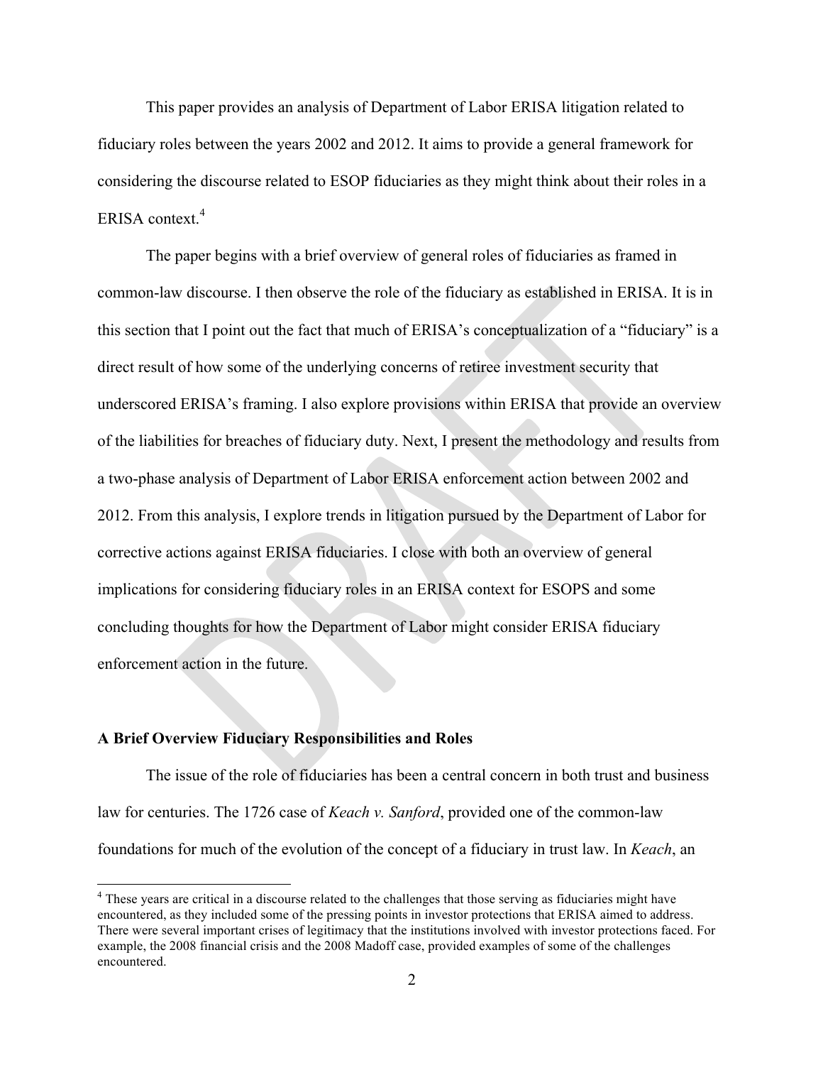This paper provides an analysis of Department of Labor ERISA litigation related to fiduciary roles between the years 2002 and 2012. It aims to provide a general framework for considering the discourse related to ESOP fiduciaries as they might think about their roles in a ERISA context.[4]

The paper begins with a brief overview of general roles of fiduciaries as framed in common-law discourse. I then observe the role of the fiduciary as established in ERISA. It is in this section that I point out the fact that much of ERISA's conceptualization of a "fiduciary" is a direct result of how some of the underlying concerns of retiree investment security that underscored ERISA's framing. I also explore provisions within ERISA that provide an overview of the liabilities for breaches of fiduciary duty. Next, I present the methodology and results from a two-phase analysis of Department of Labor ERISA enforcement action between 2002 and 2012. From this analysis, I explore trends in litigation pursued by the Department of Labor for corrective actions against ERISA fiduciaries. I close with both an overview of general implications for considering fiduciary roles in an ERISA context for ESOPS and some concluding thoughts for how the Department of Labor might consider ERISA fiduciary enforcement action in the future.

**A Brief Overview Fiduciary Responsibilities and Roles**

The issue of the role of fiduciaries has been a central concern in both trust and business law for centuries. The 1726 case of *Keach v. Sanford*, provided one of the common-law foundations for much of the evolution of the concept of a fiduciary in trust law. In *Keach*, an

[4] These years are critical in a discourse related to the challenges that those serving as fiduciaries might have encountered, as they included some of the pressing points in investor protections that ERISA aimed to address. There were several important crises of legitimacy that the institutions involved with investor protections faced. For example, the 2008 financial crisis and the 2008 Madoff case, provided examples of some of the challenges encountered.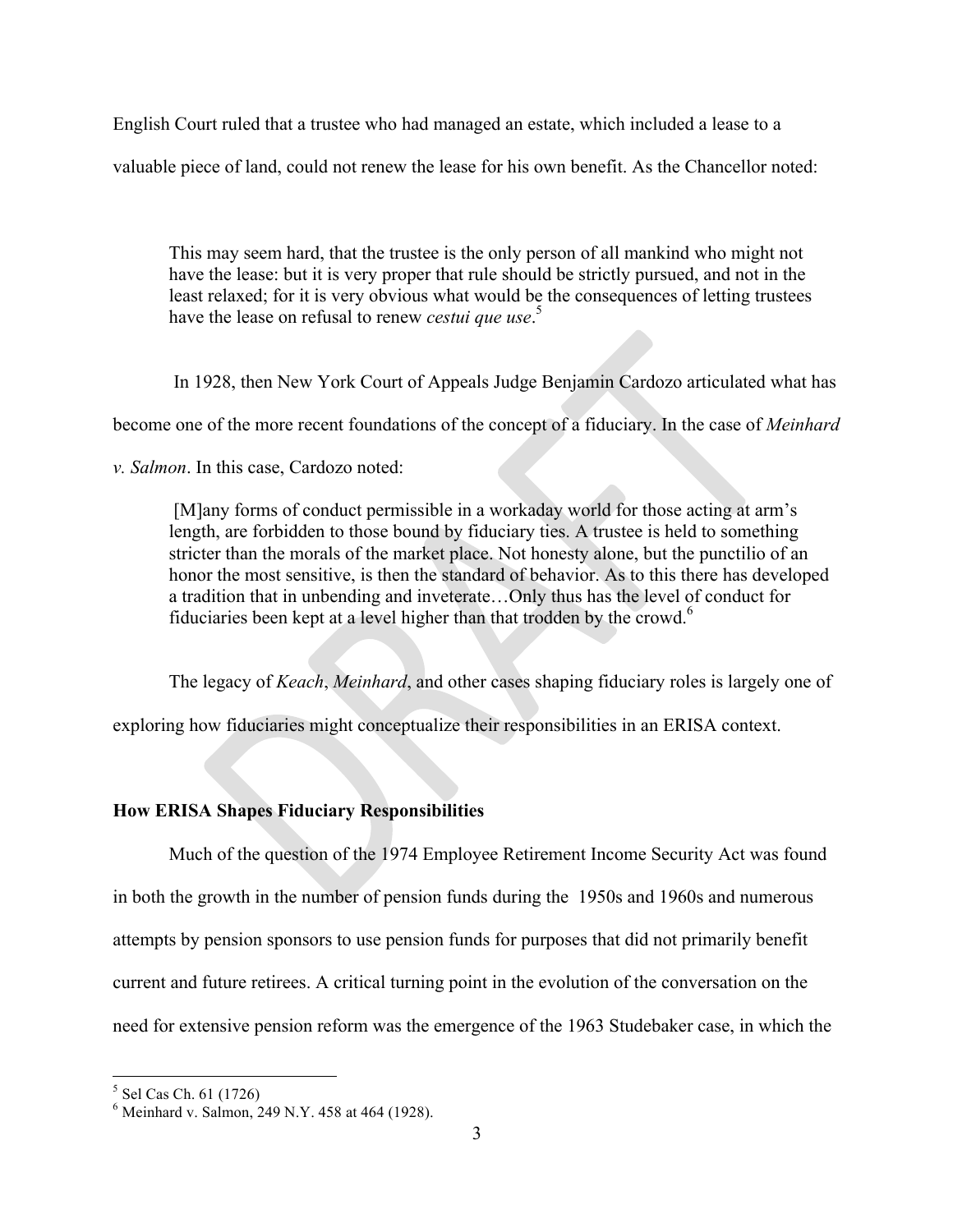English Court ruled that a trustee who had managed an estate, which included a lease to a valuable piece of land, could not renew the lease for his own benefit. As the Chancellor noted:

> This may seem hard, that the trustee is the only person of all mankind who might not have the lease: but it is very proper that rule should be strictly pursued, and not in the least relaxed; for it is very obvious what would be the consequences of letting trustees have the lease on refusal to renew *cestui que use*.[5]

In 1928, then New York Court of Appeals Judge Benjamin Cardozo articulated what has become one of the more recent foundations of the concept of a fiduciary. In the case of *Meinhard v. Salmon*. In this case, Cardozo noted:

> [M]any forms of conduct permissible in a workaday world for those acting at arm's length, are forbidden to those bound by fiduciary ties. A trustee is held to something stricter than the morals of the market place. Not honesty alone, but the punctilio of an honor the most sensitive, is then the standard of behavior. As to this there has developed a tradition that in unbending and inveterate…Only thus has the level of conduct for fiduciaries been kept at a level higher than that trodden by the crowd.[6]

The legacy of *Keach*, *Meinhard*, and other cases shaping fiduciary roles is largely one of exploring how fiduciaries might conceptualize their responsibilities in an ERISA context.

**How ERISA Shapes Fiduciary Responsibilities**

Much of the question of the 1974 Employee Retirement Income Security Act was found in both the growth in the number of pension funds during the 1950s and 1960s and numerous attempts by pension sponsors to use pension funds for purposes that did not primarily benefit current and future retirees. A critical turning point in the evolution of the conversation on the need for extensive pension reform was the emergence of the 1963 Studebaker case, in which the

---

[5] Sel Cas Ch. 61 (1726)

[6] Meinhard v. Salmon, 249 N.Y. 458 at 464 (1928).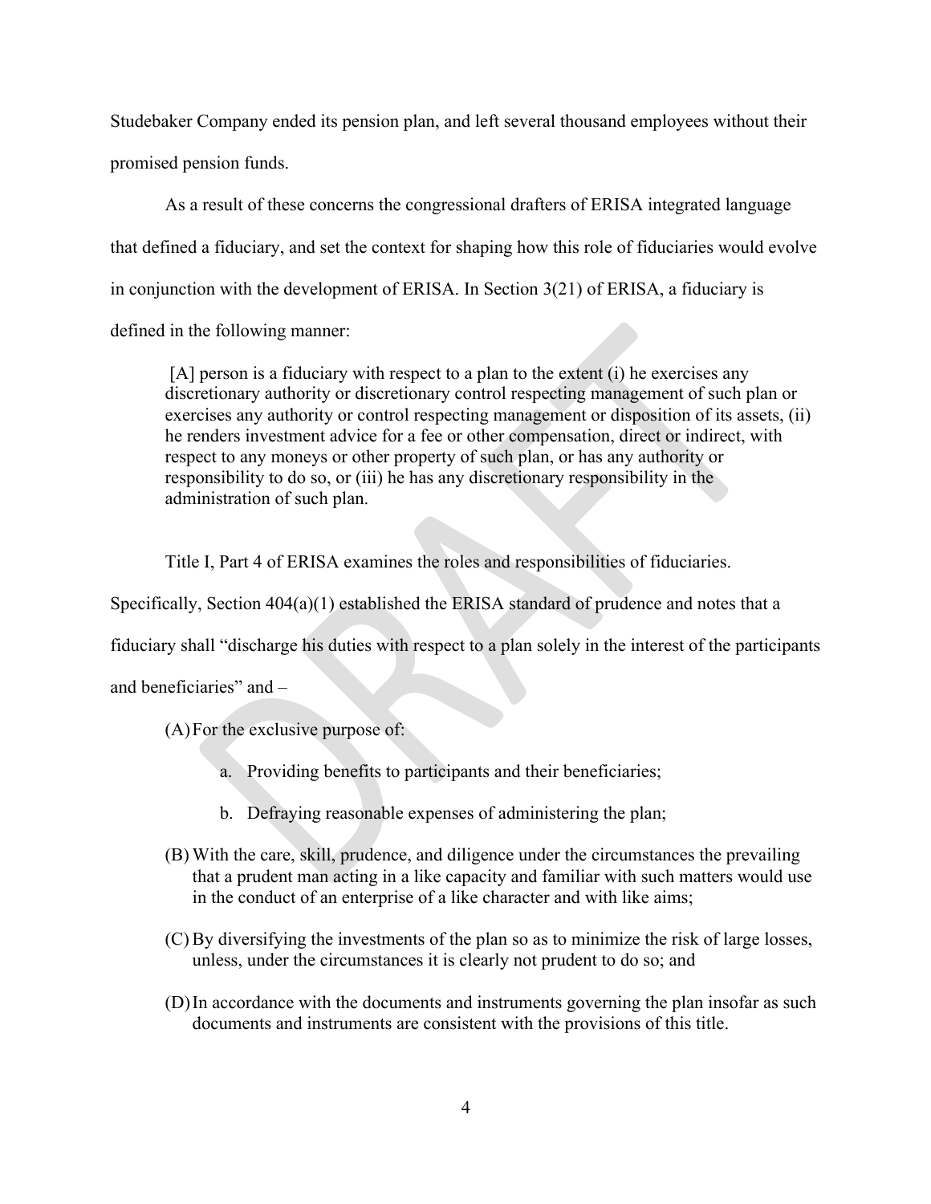Studebaker Company ended its pension plan, and left several thousand employees without their promised pension funds.

As a result of these concerns the congressional drafters of ERISA integrated language that defined a fiduciary, and set the context for shaping how this role of fiduciaries would evolve in conjunction with the development of ERISA. In Section 3(21) of ERISA, a fiduciary is defined in the following manner:

> [A] person is a fiduciary with respect to a plan to the extent (i) he exercises any discretionary authority or discretionary control respecting management of such plan or exercises any authority or control respecting management or disposition of its assets, (ii) he renders investment advice for a fee or other compensation, direct or indirect, with respect to any moneys or other property of such plan, or has any authority or responsibility to do so, or (iii) he has any discretionary responsibility in the administration of such plan.

Title I, Part 4 of ERISA examines the roles and responsibilities of fiduciaries. Specifically, Section 404(a)(1) established the ERISA standard of prudence and notes that a fiduciary shall "discharge his duties with respect to a plan solely in the interest of the participants and beneficiaries" and –

(A) For the exclusive purpose of:

   a. Providing benefits to participants and their beneficiaries;

   b. Defraying reasonable expenses of administering the plan;

(B) With the care, skill, prudence, and diligence under the circumstances the prevailing that a prudent man acting in a like capacity and familiar with such matters would use in the conduct of an enterprise of a like character and with like aims;

(C) By diversifying the investments of the plan so as to minimize the risk of large losses, unless, under the circumstances it is clearly not prudent to do so; and

(D) In accordance with the documents and instruments governing the plan insofar as such documents and instruments are consistent with the provisions of this title.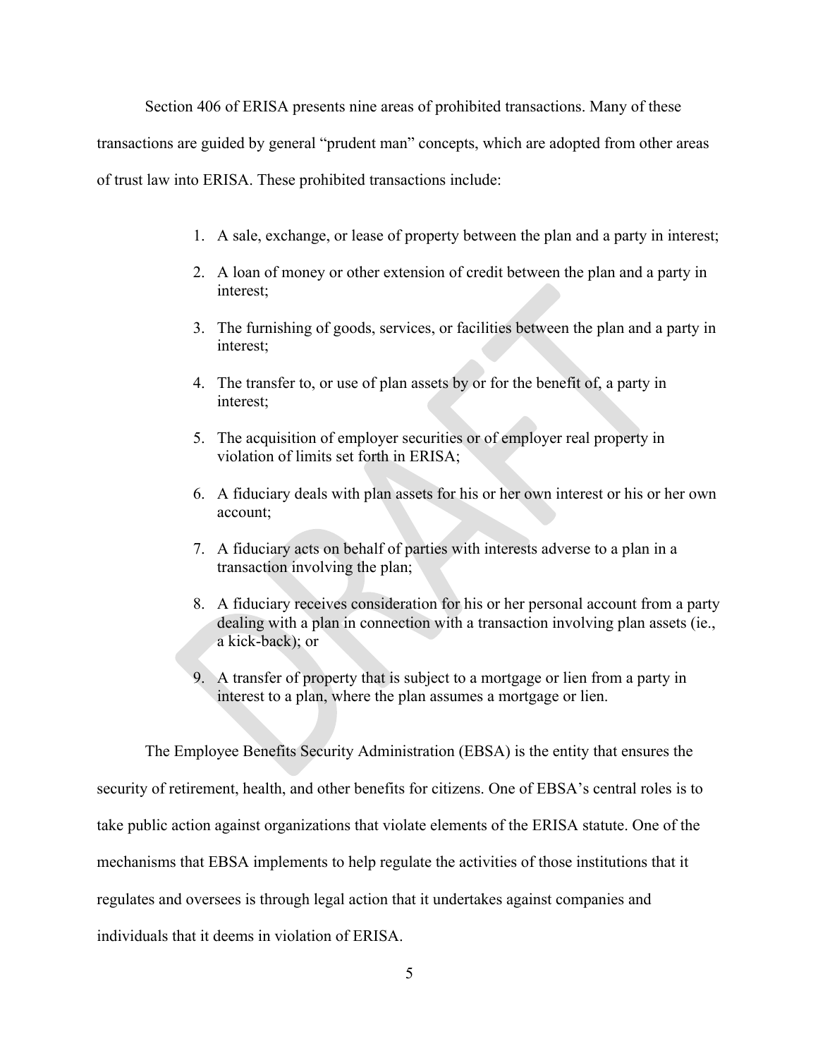Section 406 of ERISA presents nine areas of prohibited transactions. Many of these transactions are guided by general "prudent man" concepts, which are adopted from other areas of trust law into ERISA. These prohibited transactions include:

1. A sale, exchange, or lease of property between the plan and a party in interest;
2. A loan of money or other extension of credit between the plan and a party in interest;
3. The furnishing of goods, services, or facilities between the plan and a party in interest;
4. The transfer to, or use of plan assets by or for the benefit of, a party in interest;
5. The acquisition of employer securities or of employer real property in violation of limits set forth in ERISA;
6. A fiduciary deals with plan assets for his or her own interest or his or her own account;
7. A fiduciary acts on behalf of parties with interests adverse to a plan in a transaction involving the plan;
8. A fiduciary receives consideration for his or her personal account from a party dealing with a plan in connection with a transaction involving plan assets (ie., a kick-back); or
9. A transfer of property that is subject to a mortgage or lien from a party in interest to a plan, where the plan assumes a mortgage or lien.

The Employee Benefits Security Administration (EBSA) is the entity that ensures the security of retirement, health, and other benefits for citizens. One of EBSA's central roles is to take public action against organizations that violate elements of the ERISA statute. One of the mechanisms that EBSA implements to help regulate the activities of those institutions that it regulates and oversees is through legal action that it undertakes against companies and individuals that it deems in violation of ERISA.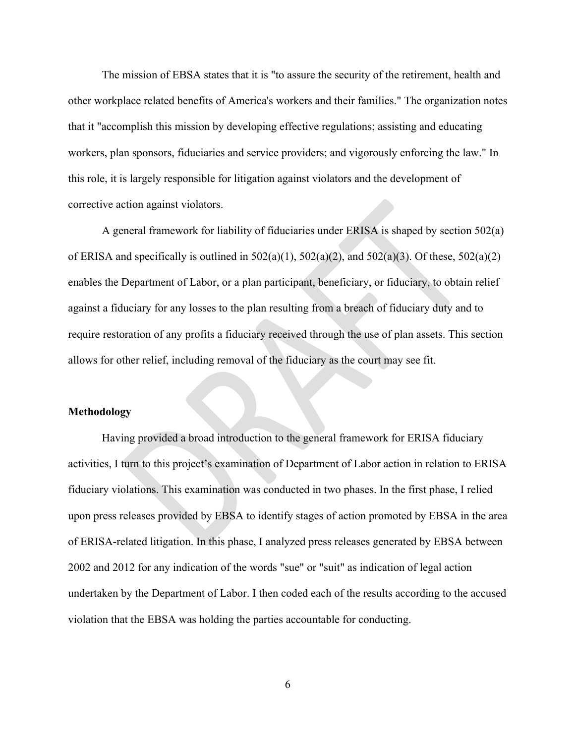The mission of EBSA states that it is "to assure the security of the retirement, health and other workplace related benefits of America's workers and their families." The organization notes that it "accomplish this mission by developing effective regulations; assisting and educating workers, plan sponsors, fiduciaries and service providers; and vigorously enforcing the law." In this role, it is largely responsible for litigation against violators and the development of corrective action against violators.

A general framework for liability of fiduciaries under ERISA is shaped by section 502(a) of ERISA and specifically is outlined in 502(a)(1), 502(a)(2), and 502(a)(3). Of these, 502(a)(2) enables the Department of Labor, or a plan participant, beneficiary, or fiduciary, to obtain relief against a fiduciary for any losses to the plan resulting from a breach of fiduciary duty and to require restoration of any profits a fiduciary received through the use of plan assets. This section allows for other relief, including removal of the fiduciary as the court may see fit.

**Methodology**

Having provided a broad introduction to the general framework for ERISA fiduciary activities, I turn to this project's examination of Department of Labor action in relation to ERISA fiduciary violations. This examination was conducted in two phases. In the first phase, I relied upon press releases provided by EBSA to identify stages of action promoted by EBSA in the area of ERISA-related litigation. In this phase, I analyzed press releases generated by EBSA between 2002 and 2012 for any indication of the words "sue" or "suit" as indication of legal action undertaken by the Department of Labor. I then coded each of the results according to the accused violation that the EBSA was holding the parties accountable for conducting.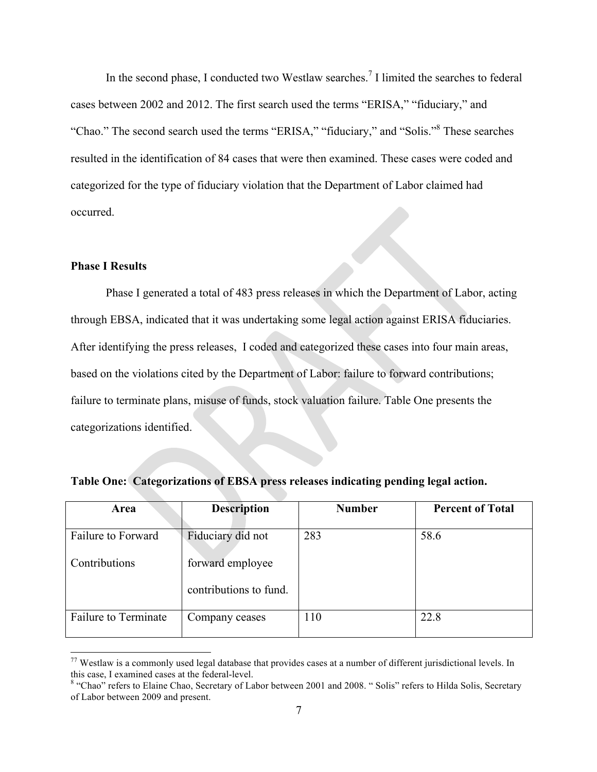In the second phase, I conducted two Westlaw searches.[7] I limited the searches to federal cases between 2002 and 2012. The first search used the terms "ERISA," "fiduciary," and "Chao." The second search used the terms "ERISA," "fiduciary," and "Solis."[8] These searches resulted in the identification of 84 cases that were then examined. These cases were coded and categorized for the type of fiduciary violation that the Department of Labor claimed had occurred.

**Phase I Results**

Phase I generated a total of 483 press releases in which the Department of Labor, acting through EBSA, indicated that it was undertaking some legal action against ERISA fiduciaries. After identifying the press releases, I coded and categorized these cases into four main areas, based on the violations cited by the Department of Labor: failure to forward contributions; failure to terminate plans, misuse of funds, stock valuation failure. Table One presents the categorizations identified.

**Table One: Categorizations of EBSA press releases indicating pending legal action.**

| Area | Description | Number | Percent of Total |
|---|---|---|---|
| Failure to Forward Contributions | Fiduciary did not forward employee contributions to fund. | 283 | 58.6 |
| Failure to Terminate | Company ceases | 110 | 22.8 |

[7] Westlaw is a commonly used legal database that provides cases at a number of different jurisdictional levels. In this case, I examined cases at the federal-level.

[8] "Chao" refers to Elaine Chao, Secretary of Labor between 2001 and 2008. " Solis" refers to Hilda Solis, Secretary of Labor between 2009 and present.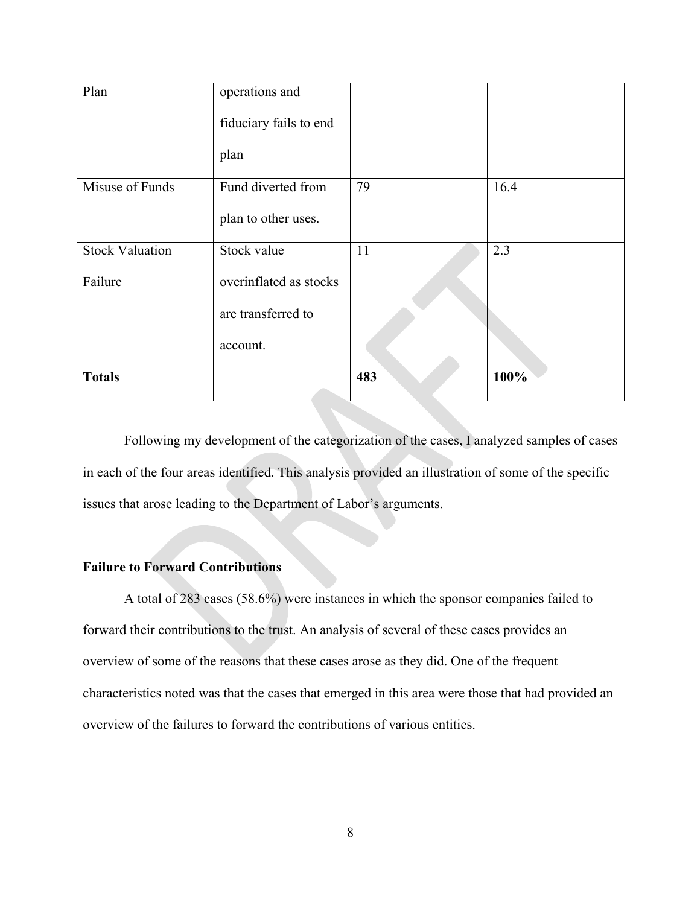| Plan | operations and fiduciary fails to end plan | | |
|---|---|---|---|
| Misuse of Funds | Fund diverted from plan to other uses. | 79 | 16.4 |
| Stock Valuation Failure | Stock value overinflated as stocks are transferred to account. | 11 | 2.3 |
| **Totals** | | **483** | **100%** |

Following my development of the categorization of the cases, I analyzed samples of cases in each of the four areas identified. This analysis provided an illustration of some of the specific issues that arose leading to the Department of Labor's arguments.

**Failure to Forward Contributions**

A total of 283 cases (58.6%) were instances in which the sponsor companies failed to forward their contributions to the trust. An analysis of several of these cases provides an overview of some of the reasons that these cases arose as they did. One of the frequent characteristics noted was that the cases that emerged in this area were those that had provided an overview of the failures to forward the contributions of various entities.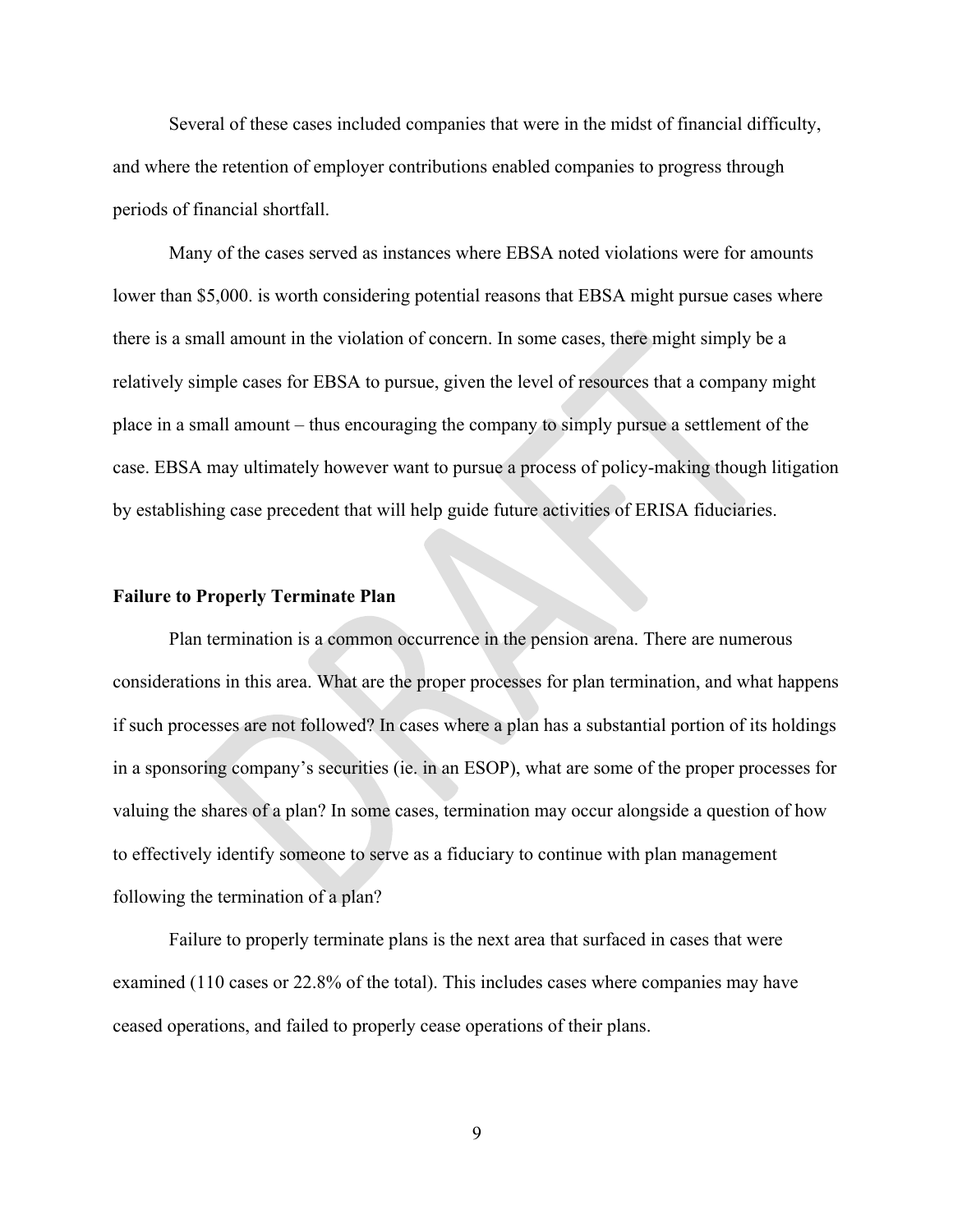Several of these cases included companies that were in the midst of financial difficulty, and where the retention of employer contributions enabled companies to progress through periods of financial shortfall.

Many of the cases served as instances where EBSA noted violations were for amounts lower than $5,000. is worth considering potential reasons that EBSA might pursue cases where there is a small amount in the violation of concern. In some cases, there might simply be a relatively simple cases for EBSA to pursue, given the level of resources that a company might place in a small amount – thus encouraging the company to simply pursue a settlement of the case. EBSA may ultimately however want to pursue a process of policy-making though litigation by establishing case precedent that will help guide future activities of ERISA fiduciaries.

**Failure to Properly Terminate Plan**

Plan termination is a common occurrence in the pension arena. There are numerous considerations in this area. What are the proper processes for plan termination, and what happens if such processes are not followed? In cases where a plan has a substantial portion of its holdings in a sponsoring company's securities (ie. in an ESOP), what are some of the proper processes for valuing the shares of a plan? In some cases, termination may occur alongside a question of how to effectively identify someone to serve as a fiduciary to continue with plan management following the termination of a plan?

Failure to properly terminate plans is the next area that surfaced in cases that were examined (110 cases or 22.8% of the total). This includes cases where companies may have ceased operations, and failed to properly cease operations of their plans.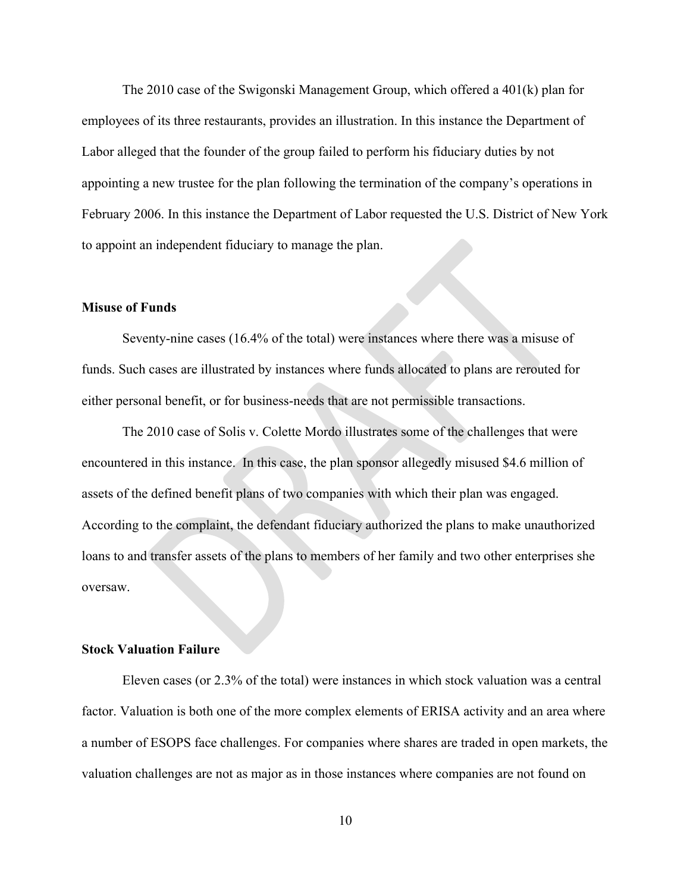The 2010 case of the Swigonski Management Group, which offered a 401(k) plan for employees of its three restaurants, provides an illustration. In this instance the Department of Labor alleged that the founder of the group failed to perform his fiduciary duties by not appointing a new trustee for the plan following the termination of the company's operations in February 2006. In this instance the Department of Labor requested the U.S. District of New York to appoint an independent fiduciary to manage the plan.

**Misuse of Funds**

Seventy-nine cases (16.4% of the total) were instances where there was a misuse of funds. Such cases are illustrated by instances where funds allocated to plans are rerouted for either personal benefit, or for business-needs that are not permissible transactions.

The 2010 case of Solis v. Colette Mordo illustrates some of the challenges that were encountered in this instance. In this case, the plan sponsor allegedly misused $4.6 million of assets of the defined benefit plans of two companies with which their plan was engaged. According to the complaint, the defendant fiduciary authorized the plans to make unauthorized loans to and transfer assets of the plans to members of her family and two other enterprises she oversaw.

**Stock Valuation Failure**

Eleven cases (or 2.3% of the total) were instances in which stock valuation was a central factor. Valuation is both one of the more complex elements of ERISA activity and an area where a number of ESOPS face challenges. For companies where shares are traded in open markets, the valuation challenges are not as major as in those instances where companies are not found on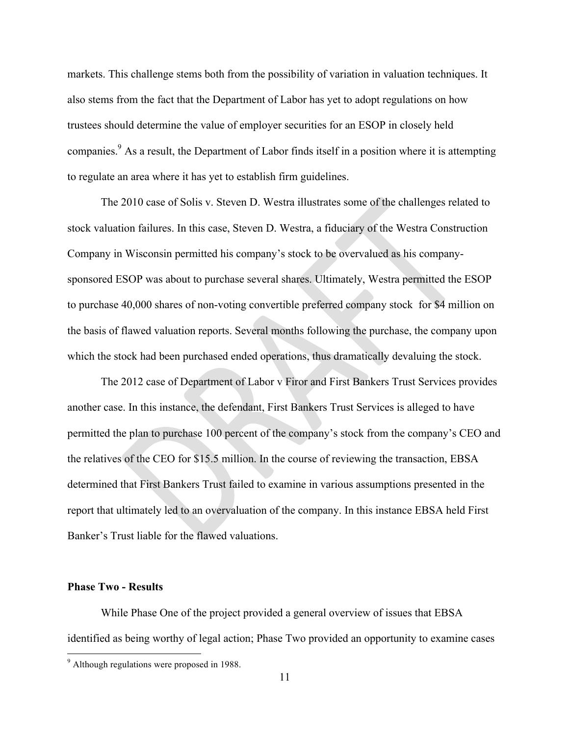markets. This challenge stems both from the possibility of variation in valuation techniques. It also stems from the fact that the Department of Labor has yet to adopt regulations on how trustees should determine the value of employer securities for an ESOP in closely held companies.[9] As a result, the Department of Labor finds itself in a position where it is attempting to regulate an area where it has yet to establish firm guidelines.

The 2010 case of Solis v. Steven D. Westra illustrates some of the challenges related to stock valuation failures. In this case, Steven D. Westra, a fiduciary of the Westra Construction Company in Wisconsin permitted his company's stock to be overvalued as his company-sponsored ESOP was about to purchase several shares. Ultimately, Westra permitted the ESOP to purchase 40,000 shares of non-voting convertible preferred company stock for $4 million on the basis of flawed valuation reports. Several months following the purchase, the company upon which the stock had been purchased ended operations, thus dramatically devaluing the stock.

The 2012 case of Department of Labor v Firor and First Bankers Trust Services provides another case. In this instance, the defendant, First Bankers Trust Services is alleged to have permitted the plan to purchase 100 percent of the company's stock from the company's CEO and the relatives of the CEO for $15.5 million. In the course of reviewing the transaction, EBSA determined that First Bankers Trust failed to examine in various assumptions presented in the report that ultimately led to an overvaluation of the company. In this instance EBSA held First Banker's Trust liable for the flawed valuations.

**Phase Two - Results**

While Phase One of the project provided a general overview of issues that EBSA identified as being worthy of legal action; Phase Two provided an opportunity to examine cases

[9] Although regulations were proposed in 1988.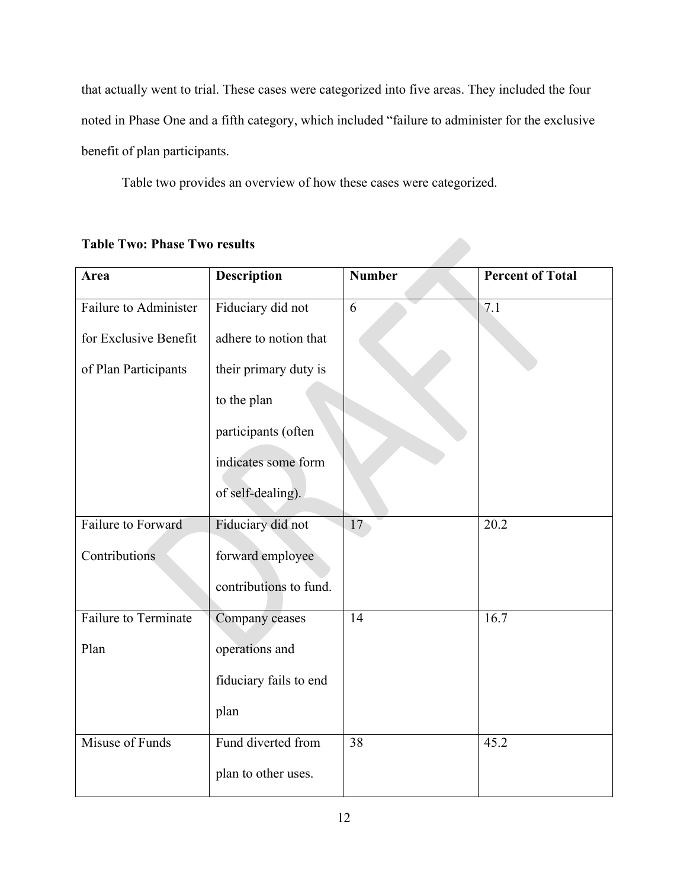that actually went to trial. These cases were categorized into five areas. They included the four noted in Phase One and a fifth category, which included "failure to administer for the exclusive benefit of plan participants.

Table two provides an overview of how these cases were categorized.

**Table Two: Phase Two results**

| Area | Description | Number | Percent of Total |
|---|---|---|---|
| Failure to Administer for Exclusive Benefit of Plan Participants | Fiduciary did not adhere to notion that their primary duty is to the plan participants (often indicates some form of self-dealing). | 6 | 7.1 |
| Failure to Forward Contributions | Fiduciary did not forward employee contributions to fund. | 17 | 20.2 |
| Failure to Terminate Plan | Company ceases operations and fiduciary fails to end plan | 14 | 16.7 |
| Misuse of Funds | Fund diverted from plan to other uses. | 38 | 45.2 |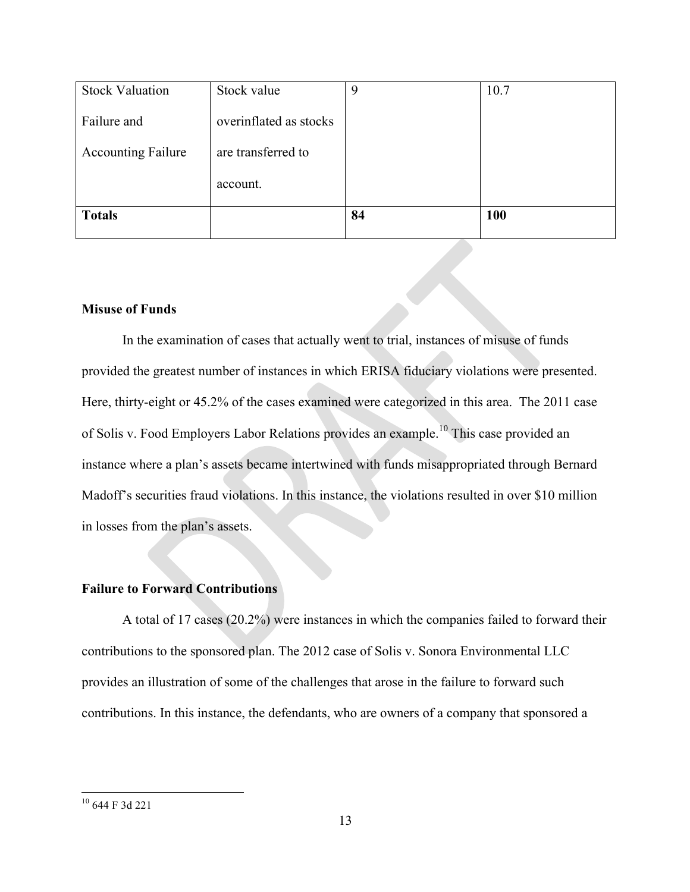| Stock Valuation Failure and Accounting Failure | Stock value overinflated as stocks are transferred to account. | 9 | 10.7 |
|---|---|---|---|
| **Totals** | | **84** | **100** |

**Misuse of Funds**

In the examination of cases that actually went to trial, instances of misuse of funds provided the greatest number of instances in which ERISA fiduciary violations were presented. Here, thirty-eight or 45.2% of the cases examined were categorized in this area. The 2011 case of Solis v. Food Employers Labor Relations provides an example.[10] This case provided an instance where a plan's assets became intertwined with funds misappropriated through Bernard Madoff's securities fraud violations. In this instance, the violations resulted in over $10 million in losses from the plan's assets.

**Failure to Forward Contributions**

A total of 17 cases (20.2%) were instances in which the companies failed to forward their contributions to the sponsored plan. The 2012 case of Solis v. Sonora Environmental LLC provides an illustration of some of the challenges that arose in the failure to forward such contributions. In this instance, the defendants, who are owners of a company that sponsored a

[10] 644 F 3d 221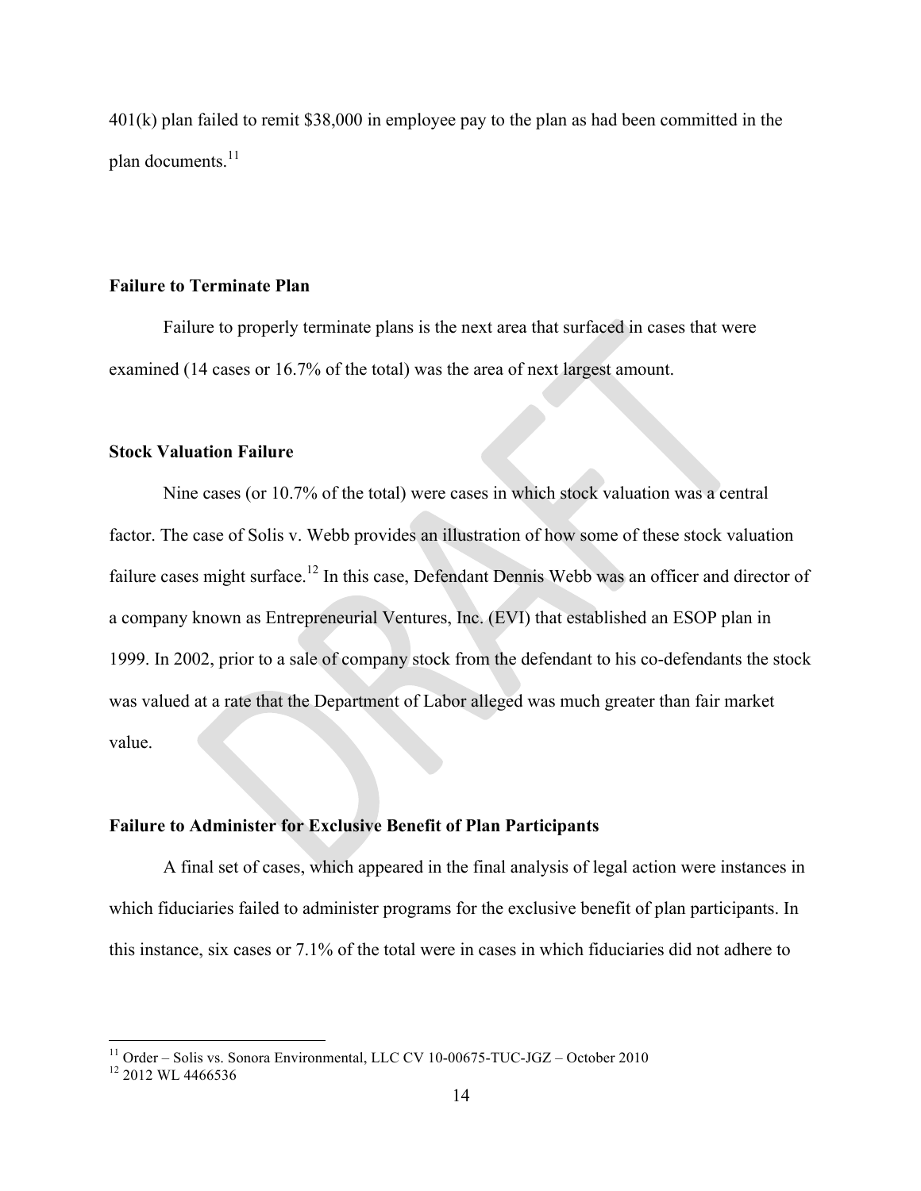401(k) plan failed to remit $38,000 in employee pay to the plan as had been committed in the plan documents.[11]

### Failure to Terminate Plan

Failure to properly terminate plans is the next area that surfaced in cases that were examined (14 cases or 16.7% of the total) was the area of next largest amount.

### Stock Valuation Failure

Nine cases (or 10.7% of the total) were cases in which stock valuation was a central factor. The case of Solis v. Webb provides an illustration of how some of these stock valuation failure cases might surface.[12] In this case, Defendant Dennis Webb was an officer and director of a company known as Entrepreneurial Ventures, Inc. (EVI) that established an ESOP plan in 1999. In 2002, prior to a sale of company stock from the defendant to his co-defendants the stock was valued at a rate that the Department of Labor alleged was much greater than fair market value.

### Failure to Administer for Exclusive Benefit of Plan Participants

A final set of cases, which appeared in the final analysis of legal action were instances in which fiduciaries failed to administer programs for the exclusive benefit of plan participants. In this instance, six cases or 7.1% of the total were in cases in which fiduciaries did not adhere to

---

[11] Order – Solis vs. Sonora Environmental, LLC CV 10-00675-TUC-JGZ – October 2010

[12] 2012 WL 4466536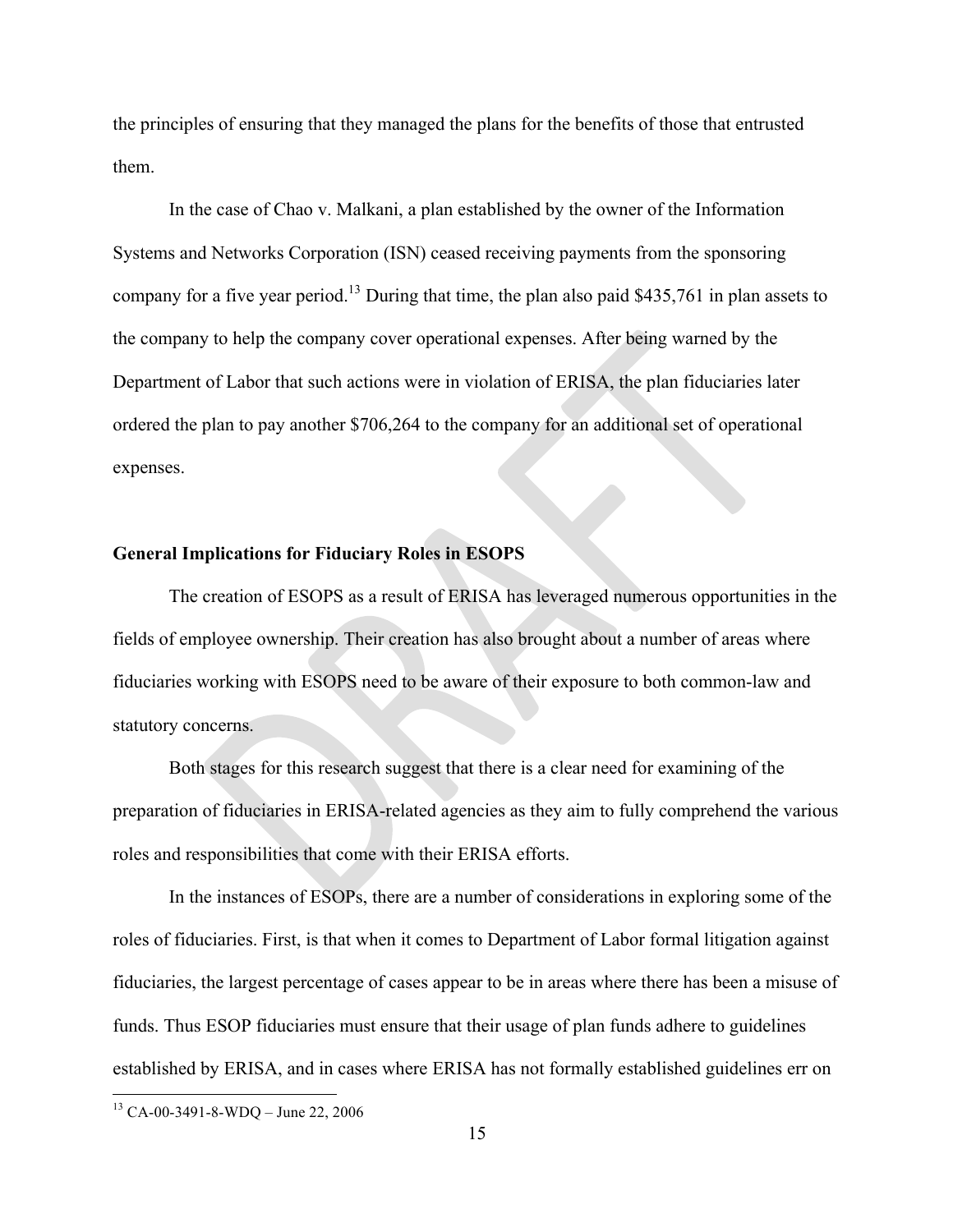the principles of ensuring that they managed the plans for the benefits of those that entrusted them.

In the case of Chao v. Malkani, a plan established by the owner of the Information Systems and Networks Corporation (ISN) ceased receiving payments from the sponsoring company for a five year period.[13] During that time, the plan also paid $435,761 in plan assets to the company to help the company cover operational expenses. After being warned by the Department of Labor that such actions were in violation of ERISA, the plan fiduciaries later ordered the plan to pay another $706,264 to the company for an additional set of operational expenses.

**General Implications for Fiduciary Roles in ESOPS**

The creation of ESOPS as a result of ERISA has leveraged numerous opportunities in the fields of employee ownership. Their creation has also brought about a number of areas where fiduciaries working with ESOPS need to be aware of their exposure to both common-law and statutory concerns.

Both stages for this research suggest that there is a clear need for examining of the preparation of fiduciaries in ERISA-related agencies as they aim to fully comprehend the various roles and responsibilities that come with their ERISA efforts.

In the instances of ESOPs, there are a number of considerations in exploring some of the roles of fiduciaries. First, is that when it comes to Department of Labor formal litigation against fiduciaries, the largest percentage of cases appear to be in areas where there has been a misuse of funds. Thus ESOP fiduciaries must ensure that their usage of plan funds adhere to guidelines established by ERISA, and in cases where ERISA has not formally established guidelines err on

[13] CA-00-3491-8-WDQ – June 22, 2006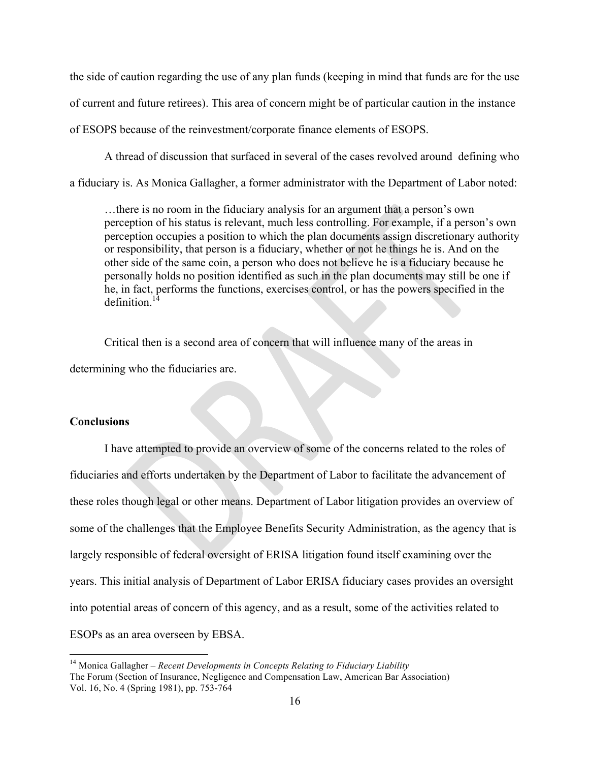the side of caution regarding the use of any plan funds (keeping in mind that funds are for the use of current and future retirees). This area of concern might be of particular caution in the instance of ESOPS because of the reinvestment/corporate finance elements of ESOPS.

A thread of discussion that surfaced in several of the cases revolved around defining who a fiduciary is. As Monica Gallagher, a former administrator with the Department of Labor noted:

> …there is no room in the fiduciary analysis for an argument that a person's own perception of his status is relevant, much less controlling. For example, if a person's own perception occupies a position to which the plan documents assign discretionary authority or responsibility, that person is a fiduciary, whether or not he things he is. And on the other side of the same coin, a person who does not believe he is a fiduciary because he personally holds no position identified as such in the plan documents may still be one if he, in fact, performs the functions, exercises control, or has the powers specified in the definition.[14]

Critical then is a second area of concern that will influence many of the areas in determining who the fiduciaries are.

**Conclusions**

I have attempted to provide an overview of some of the concerns related to the roles of fiduciaries and efforts undertaken by the Department of Labor to facilitate the advancement of these roles though legal or other means. Department of Labor litigation provides an overview of some of the challenges that the Employee Benefits Security Administration, as the agency that is largely responsible of federal oversight of ERISA litigation found itself examining over the years. This initial analysis of Department of Labor ERISA fiduciary cases provides an oversight into potential areas of concern of this agency, and as a result, some of the activities related to ESOPs as an area overseen by EBSA.

---

[14] Monica Gallagher – *Recent Developments in Concepts Relating to Fiduciary Liability* The Forum (Section of Insurance, Negligence and Compensation Law, American Bar Association) Vol. 16, No. 4 (Spring 1981), pp. 753-764